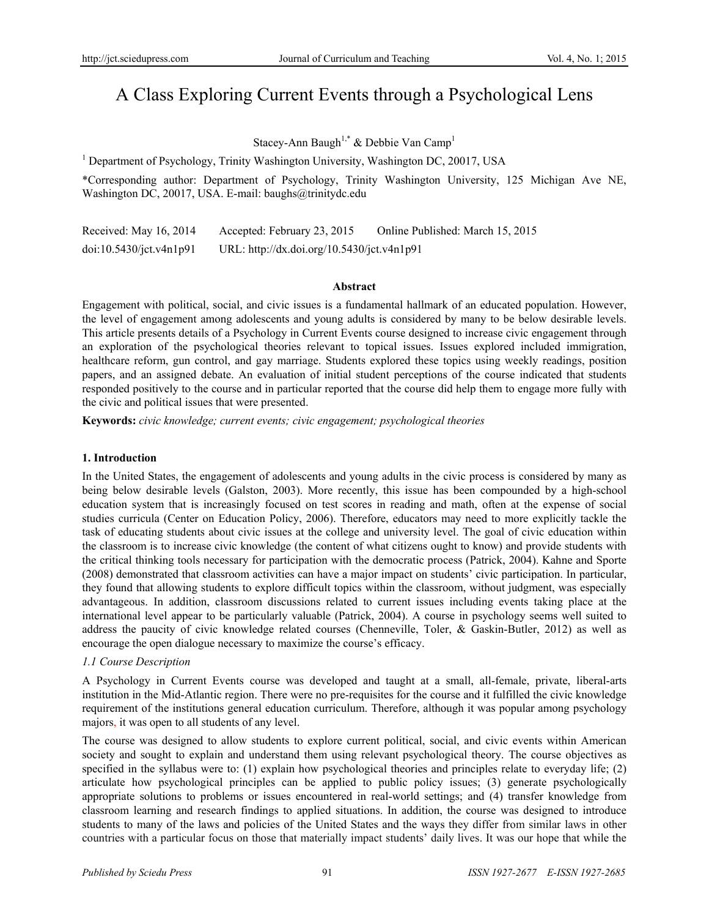# A Class Exploring Current Events through a Psychological Lens

Stacey-Ann Baugh[1,*] & Debbie Van Camp[1]

[1] Department of Psychology, Trinity Washington University, Washington DC, 20017, USA

*Corresponding author: Department of Psychology, Trinity Washington University, 125 Michigan Ave NE, Washington DC, 20017, USA. E-mail: baughs@trinitydc.edu

Received: May 16, 2014 Accepted: February 23, 2015 Online Published: March 15, 2015

doi:10.5430/jct.v4n1p91 URL: http://dx.doi.org/10.5430/jct.v4n1p91

## Abstract

Engagement with political, social, and civic issues is a fundamental hallmark of an educated population. However, the level of engagement among adolescents and young adults is considered by many to be below desirable levels. This article presents details of a Psychology theories in Current Events course designed to increase civic engagement through an exploration of the psychological theories relevant to topical issues. Issues explored included immigration, healthcare reform, gun control, and gay marriage. Students explored these topics using weekly readings, position papers, and an assigned debate. An evaluation of initial student perceptions of the course indicated that students responded positively to the course and in particular reported that the course did help them to engage more fully with the civic and political issues that were presented.

**Keywords:** *civic knowledge; current events; civic engagement; psychological theories*

## 1. Introduction

In the United States, the engagement of adolescents and young adults in the civic process is considered by many as being below desirable levels (Galston, 2003). More recently, this issue has been compounded by a high-school education system that is increasingly focused on test scores in reading and math, often at the expense of social studies curricula (Center on Education Policy, 2006). Therefore, educators may need to more explicitly tackle the task of educating students about civic issues at the college and university level. The goal of civic education within the classroom is to increase civic knowledge (the content of what citizens ought to know) and provide students with the critical thinking tools necessary for participation with the democratic process (Patrick, 2004). Kahne and Sporte (2008) demonstrated that classroom activities can have a major impact on students' civic participation. In particular, they found that allowing students to explore difficult topics within the classroom, without judgment, was especially advantageous. In addition, classroom discussions related to current issues including events taking place at the international level appear to be particularly valuable (Patrick, 2004). A course in psychology seems well suited to address the paucity of civic knowledge related courses (Chenneville, Toler, & Gaskin-Butler, 2012) as well as encourage the open dialogue necessary to maximize the course's efficacy.

### *1.1 Course Description*

A Psychology in Current Events course was developed and taught at a small, all-female, private, liberal-arts institution in the Mid-Atlantic region. There were no pre-requisites for the course and it fulfilled the civic knowledge requirement of the institutions general education curriculum. Therefore, although it was popular among psychology majors, it was open to all students of any level.

The course was designed to allow students to explore current political, social, and civic events within American society and sought to explain and understand them using relevant psychological theory. The course objectives as specified in the syllabus were to: (1) explain how psychological theories and principles relate to everyday life; (2) articulate how psychological principles can be applied to public policy issues; (3) generate psychologically appropriate solutions to problems or issues encountered in real-world settings; and (4) transfer knowledge from classroom learning and research findings to applied situations. In addition, the course was designed to introduce students to many of the laws and policies of the United States and the ways they differ from similar laws in other countries with a particular focus on those that materially impact students' daily lives. It was our hope that while the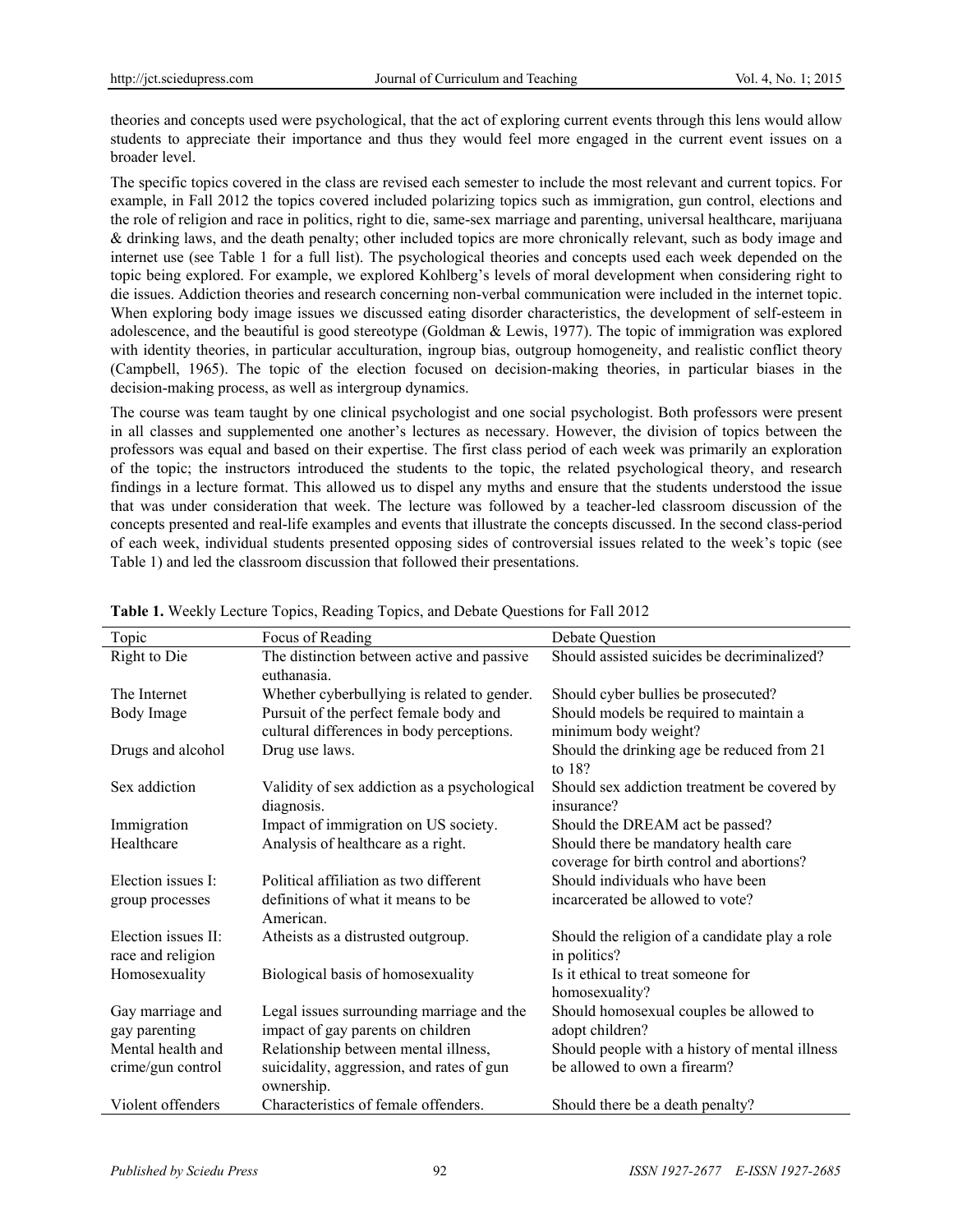theories and concepts used were psychological, that the act of exploring current events through this lens would allow students to appreciate their importance and thus they would feel more engaged in the current event issues on a broader level.

The specific topics covered in the class are revised each semester to include the most relevant and current topics. For example, in Fall 2012 the topics covered included polarizing topics such as immigration, gun control, elections and the role of religion and race in politics, right to die, same-sex marriage and parenting, universal healthcare, marijuana & drinking laws, and the death penalty; other included topics are more chronically relevant, such as body image and internet use (see Table 1 for a full list). The psychological theories and concepts used each week depended on the topic being explored. For example, we explored Kohlberg's levels of moral development when considering right to die issues. Addiction theories and research concerning non-verbal communication were included in the internet topic. When exploring body image issues we discussed eating disorder characteristics, the development of self-esteem in adolescence, and the beautiful is good stereotype (Goldman & Lewis, 1977). The topic of immigration was explored with identity theories, in particular acculturation, ingroup bias, outgroup homogeneity, and realistic conflict theory (Campbell, 1965). The topic of the election focused on decision-making theories, in particular biases in the decision-making process, as well as intergroup dynamics.

The course was team taught by one clinical psychologist and one social psychologist. Both professors were present in all classes and supplemented one another's lectures as necessary. However, the division of topics between the professors was equal and based on their expertise. The first class period of each week was primarily an exploration of the topic; the instructors introduced the students to the topic, the related psychological theory, and research findings in a lecture format. This allowed us to dispel any myths and ensure that the students understood the issue that was under consideration that week. The lecture was followed by a teacher-led classroom discussion of the concepts presented and real-life examples and events that illustrate the concepts discussed. In the second class-period of each week, individual students presented opposing sides of controversial issues related to the week's topic (see Table 1) and led the classroom discussion that followed their presentations.

**Table 1.** Weekly Lecture Topics, Reading Topics, and Debate Questions for Fall 2012

| Topic | Focus of Reading | Debate Question |
|---|---|---|
| Right to Die | The distinction between active and passive euthanasia. | Should assisted suicides be decriminalized? |
| The Internet | Whether cyberbullying is related to gender. | Should cyber bullies be prosecuted? |
| Body Image | Pursuit of the perfect female body and cultural differences in body perceptions. | Should models be required to maintain a minimum body weight? |
| Drugs and alcohol | Drug use laws. | Should the drinking age be reduced from 21 to 18? |
| Sex addiction | Validity of sex addiction as a psychological diagnosis. | Should sex addiction treatment be covered by insurance? |
| Immigration | Impact of immigration on US society. | Should the DREAM act be passed? |
| Healthcare | Analysis of healthcare as a right. | Should there be mandatory health care coverage for birth control and abortions? |
| Election issues I: group processes | Political affiliation as two different definitions of what it means to be American. | Should individuals who have been incarcerated be allowed to vote? |
| Election issues II: race and religion | Atheists as a distrusted outgroup. | Should the religion of a candidate play a role in politics? |
| Homosexuality | Biological basis of homosexuality | Is it ethical to treat someone for homosexuality? |
| Gay marriage and gay parenting | Legal issues surrounding marriage and the impact of gay parents on children | Should homosexual couples be allowed to adopt children? |
| Mental health and crime/gun control | Relationship between mental illness, suicidality, aggression, and rates of gun ownership. | Should people with a history of mental illness be allowed to own a firearm? |
| Violent offenders | Characteristics of female offenders. | Should there be a death penalty? |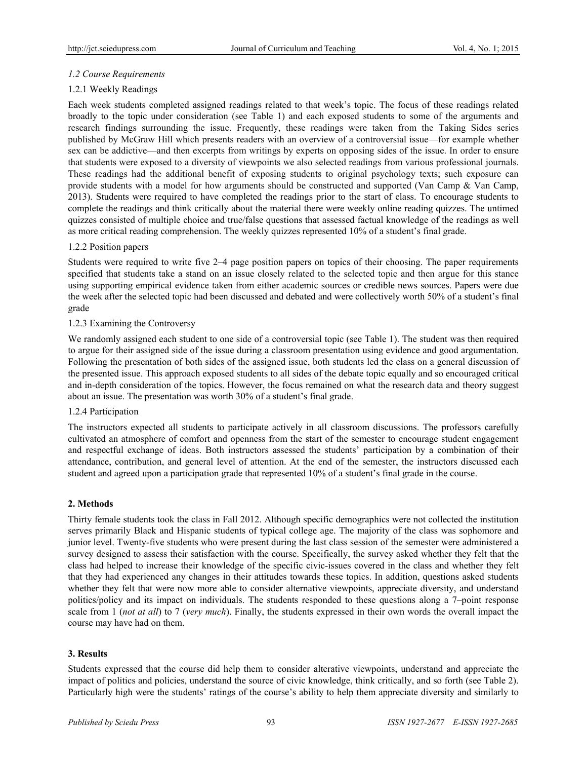### *1.2 Course Requirements*

#### 1.2.1 Weekly Readings

Each week students completed assigned readings related to that week's topic. The focus of these readings related broadly to the topic under consideration (see Table 1) and each exposed students to some of the arguments and research findings surrounding the issue. Frequently, these readings were taken from the Taking Sides series published by McGraw Hill which presents readers with an overview of a controversial issue—for example whether sex can be addictive—and then excerpts from writings by experts on opposing sides of the issue. In order to ensure that students were exposed to a diversity of viewpoints we also selected readings from various professional journals. These readings had the additional benefit of exposing students to original psychology texts; such exposure can provide students with a model for how arguments should be constructed and supported (Van Camp & Van Camp, 2013). Students were required to have completed the readings prior to the start of class. To encourage students to complete the readings and think critically about the material there were weekly online reading quizzes. The untimed quizzes consisted of multiple choice and true/false questions that assessed factual knowledge of the readings as well as more critical reading comprehension. The weekly quizzes represented 10% of a student's final grade.

#### 1.2.2 Position papers

Students were required to write five 2–4 page position papers on topics of their choosing. The paper requirements specified that students take a stand on an issue closely related to the selected topic and then argue for this stance using supporting empirical evidence taken from either academic sources or credible news sources. Papers were due the week after the selected topic had been discussed and debated and were collectively worth 50% of a student's final grade

#### 1.2.3 Examining the Controversy

We randomly assigned each student to one side of a controversial topic (see Table 1). The student was then required to argue for their assigned side of the issue during a classroom presentation using evidence and good argumentation. Following the presentation of both sides of the assigned issue, both students led the class on a general discussion of the presented issue. This approach exposed students to all sides of the debate topic equally and so encouraged critical and in-depth consideration of the topics. However, the focus remained on what the research data and theory suggest about an issue. The presentation was worth 30% of a student's final grade.

#### 1.2.4 Participation

The instructors expected all students to participate actively in all classroom discussions. The professors carefully cultivated an atmosphere of comfort and openness from the start of the semester to encourage student engagement and respectful exchange of ideas. Both instructors assessed the students' participation by a combination of their attendance, contribution, and general level of attention. At the end of the semester, the instructors discussed each student and agreed upon a participation grade that represented 10% of a student's final grade in the course.

## 2. Methods

Thirty female students took the class in Fall 2012. Although specific demographics were not collected the institution serves primarily Black and Hispanic students of typical college age. The majority of the class was sophomore and junior level. Twenty-five students who were present during the last class session of the semester were administered a survey designed to assess their satisfaction with the course. Specifically, the survey asked whether they felt that the class had helped to increase their knowledge of the specific civic-issues covered in the class and whether they felt that they had experienced any changes in their attitudes towards these topics. In addition, questions asked students whether they felt that were now more able to consider alternative viewpoints, appreciate diversity, and understand politics/policy and its impact on individuals. The students responded to these questions along a 7–point response scale from 1 (*not at all*) to 7 (*very much*). Finally, the students expressed in their own words the overall impact the course may have had on them.

## 3. Results

Students expressed that the course did help them to consider alterative viewpoints, understand and appreciate the impact of politics and policies, understand the source of civic knowledge, think critically, and so forth (see Table 2). Particularly high were the students' ratings of the course's ability to help them appreciate diversity and similarly to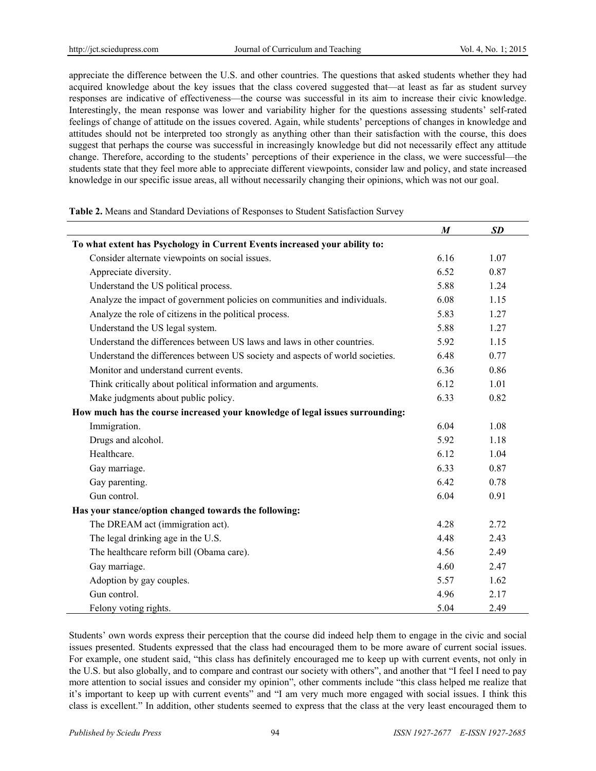appreciate the difference between the U.S. and other countries. The questions that asked students whether they had acquired knowledge about the key issues that the class covered suggested that—at least as far as student survey responses are indicative of effectiveness—the course was successful in its aim to increase their civic knowledge. Interestingly, the mean response was lower and variability higher for the questions assessing students' self-rated feelings of change of attitude on the issues covered. Again, while students' perceptions of changes in knowledge and attitudes should not be interpreted too strongly as anything other than their satisfaction with the course, this does suggest that perhaps the course was successful in increasingly knowledge but did not necessarily effect any attitude change. Therefore, according to the students' perceptions of their experience in the class, we were successful—the students state that they feel more able to appreciate different viewpoints, consider law and policy, and state increased knowledge in our specific issue areas, all without necessarily changing their opinions, which was not our goal.

**Table 2.** Means and Standard Deviations of Responses to Student Satisfaction Survey

| | ***M*** | ***SD*** |
|---|---|---|
| **To what extent has Psychology in Current Events increased your ability to:** | | |
| Consider alternate viewpoints on social issues. | 6.16 | 1.07 |
| Appreciate diversity. | 6.52 | 0.87 |
| Understand the US political process. | 5.88 | 1.24 |
| Analyze the impact of government policies on communities and individuals. | 6.08 | 1.15 |
| Analyze the role of citizens in the political process. | 5.83 | 1.27 |
| Understand the US legal system. | 5.88 | 1.27 |
| Understand the differences between US laws and laws in other countries. | 5.92 | 1.15 |
| Understand the differences between US society and aspects of world societies. | 6.48 | 0.77 |
| Monitor and understand current events. | 6.36 | 0.86 |
| Think critically about political information and arguments. | 6.12 | 1.01 |
| Make judgments about public policy. | 6.33 | 0.82 |
| **How much has the course increased your knowledge of legal issues surrounding:** | | |
| Immigration. | 6.04 | 1.08 |
| Drugs and alcohol. | 5.92 | 1.18 |
| Healthcare. | 6.12 | 1.04 |
| Gay marriage. | 6.33 | 0.87 |
| Gay parenting. | 6.42 | 0.78 |
| Gun control. | 6.04 | 0.91 |
| **Has your stance/option changed towards the following:** | | |
| The DREAM act (immigration act). | 4.28 | 2.72 |
| The legal drinking age in the U.S. | 4.48 | 2.43 |
| The healthcare reform bill (Obama care). | 4.56 | 2.49 |
| Gay marriage. | 4.60 | 2.47 |
| Adoption by gay couples. | 5.57 | 1.62 |
| Gun control. | 4.96 | 2.17 |
| Felony voting rights. | 5.04 | 2.49 |

Students' own words express their perception that the course did indeed help them to engage in the civic and social issues presented. Students expressed that the class had encouraged them to be more aware of current social issues. For example, one student said, "this class has definitely encouraged me to keep up with current events, not only in the U.S. but also globally, and to compare and contrast our society with others", and another that "I feel I need to pay more attention to social issues and consider my opinion", other comments include "this class helped me realize that it's important to keep up with current events" and "I am very much more engaged with social issues. I think this class is excellent." In addition, other students seemed to express that the class at the very least encouraged them to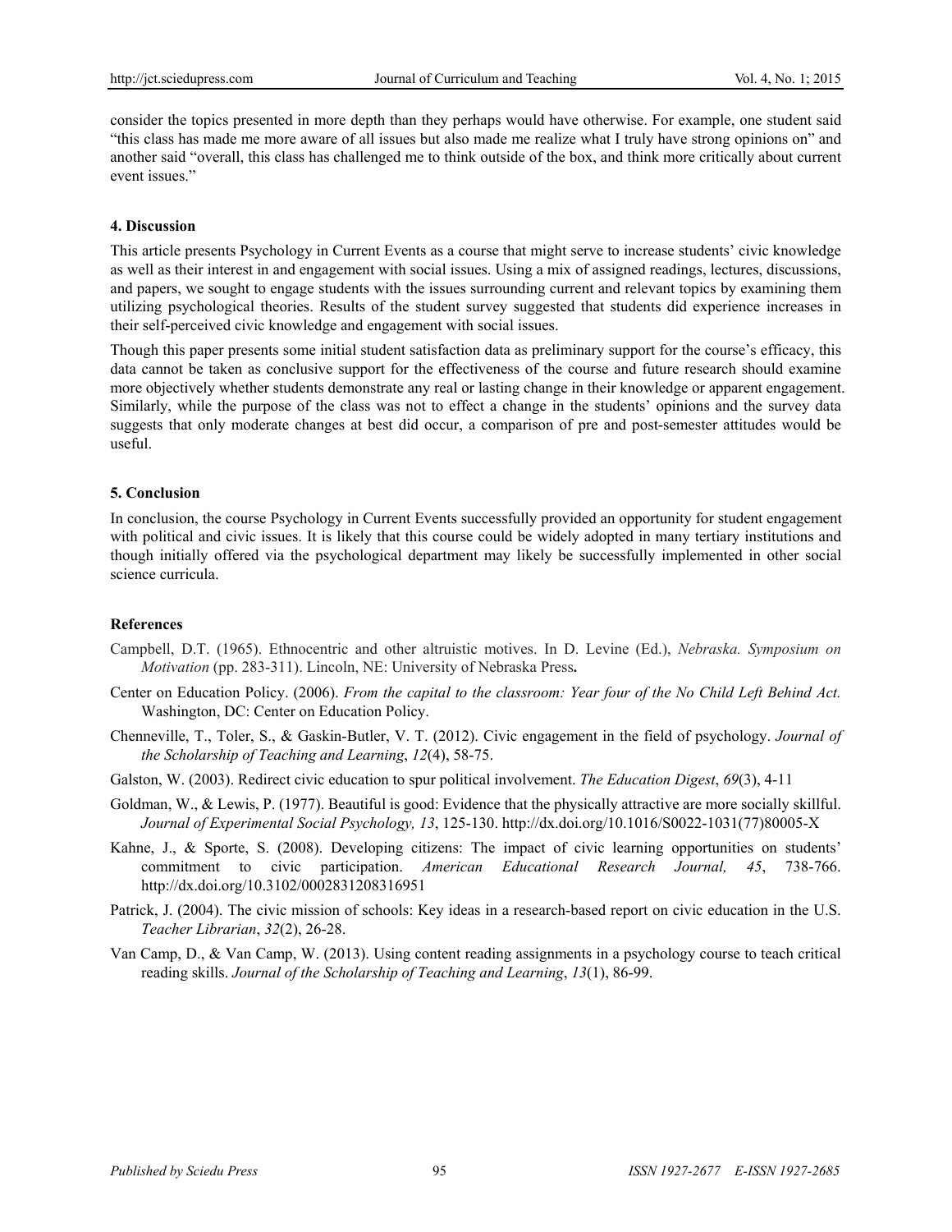consider the topics presented in more depth than they perhaps would have otherwise. For example, one student said "this class has made me more aware of all issues but also made me realize what I truly have strong opinions on" and another said "overall, this class has challenged me to think outside of the box, and think more critically about current event issues."

## 4. Discussion

This article presents Psychology in Current Events as a course that might serve to increase students' civic knowledge as well as their interest in and engagement with social issues. Using a mix of assigned readings, lectures, discussions, and papers, we sought to engage students with the issues surrounding current and relevant topics by examining them utilizing psychological theories. Results of the student survey suggested that students did experience increases in their self-perceived civic knowledge and engagement with social issues.

Though this paper presents some initial student satisfaction data as preliminary support for the course's efficacy, this data cannot be taken as conclusive support for the effectiveness of the course and future research should examine more objectively whether students demonstrate any real or lasting change in their knowledge or apparent engagement. Similarly, while the purpose of the class was not to effect a change in the students' opinions and the survey data suggests that only moderate changes at best did occur, a comparison of pre and post-semester attitudes would be useful.

## 5. Conclusion

In conclusion, the course Psychology in Current Events successfully provided an opportunity for student engagement with political and civic issues. It is likely that this course could be widely adopted in many tertiary institutions and though initially offered via the psychological department may likely be successfully implemented in other social science curricula.

## References

Campbell, D.T. (1965). Ethnocentric and other altruistic motives. In D. Levine (Ed.), *Nebraska. Symposium on Motivation* (pp. 283-311). Lincoln, NE: University of Nebraska Press**.**

Center on Education Policy. (2006). *From the capital to the classroom: Year four of the No Child Left Behind Act.* Washington, DC: Center on Education Policy.

Chenneville, T., Toler, S., & Gaskin-Butler, V. T. (2012). Civic engagement in the field of psychology. *Journal of the Scholarship of Teaching and Learning*, *12*(4), 58-75.

Galston, W. (2003). Redirect civic education to spur political involvement. *The Education Digest*, *69*(3), 4-11

Goldman, W., & Lewis, P. (1977). Beautiful is good: Evidence that the physically attractive are more socially skillful. *Journal of Experimental Social Psychology, 13*, 125-130. http://dx.doi.org/10.1016/S0022-1031(77)80005-X

Kahne, J., & Sporte, S. (2008). Developing citizens: The impact of civic learning opportunities on students' commitment to civic participation. *American Educational Research Journal, 45*, 738-766. http://dx.doi.org/10.3102/0002831208316951

Patrick, J. (2004). The civic mission of schools: Key ideas in a research-based report on civic education in the U.S. *Teacher Librarian*, *32*(2), 26-28.

Van Camp, D., & Van Camp, W. (2013). Using content reading assignments in a psychology course to teach critical reading skills. *Journal of the Scholarship of Teaching and Learning*, *13*(1), 86-99.